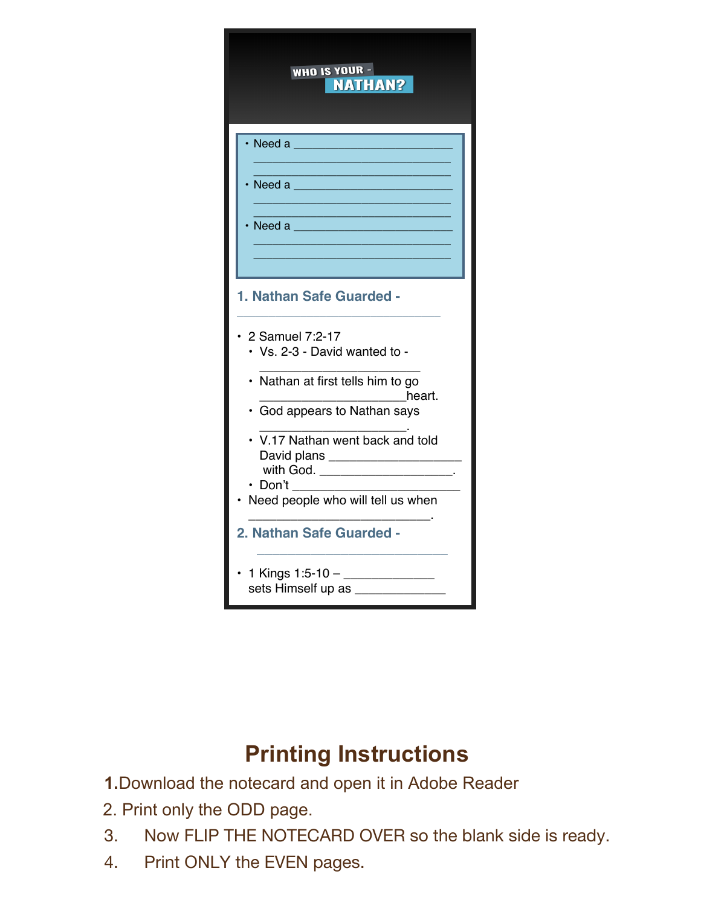# WHO IS YOUR - NATHAN?

- Need a ________________________
  ______________________________
  ______________________________
- Need a ________________________
  ______________________________
  ______________________________
- Need a ________________________
  ______________________________
  ______________________________

## 1. Nathan Safe Guarded -

______________________________

- 2 Samuel 7:2-17
  - Vs. 2-3 - David wanted to -
    ______________________
  - Nathan at first tells him to go
    _____________________heart.
  - God appears to Nathan says
    _____________________.
  - V.17 Nathan went back and told David plans ___________________ with God. ___________________.
  - Don't ________________________
- Need people who will tell us when
  ________________________.

## 2. Nathan Safe Guarded -

______________________________

- 1 Kings 1:5-10 – _____________ sets Himself up as _____________

# Printing Instructions

1. Download the notecard and open it in Adobe Reader
2. Print only the ODD page.
3. Now FLIP THE NOTECARD OVER so the blank side is ready.
4. Print ONLY the EVEN pages.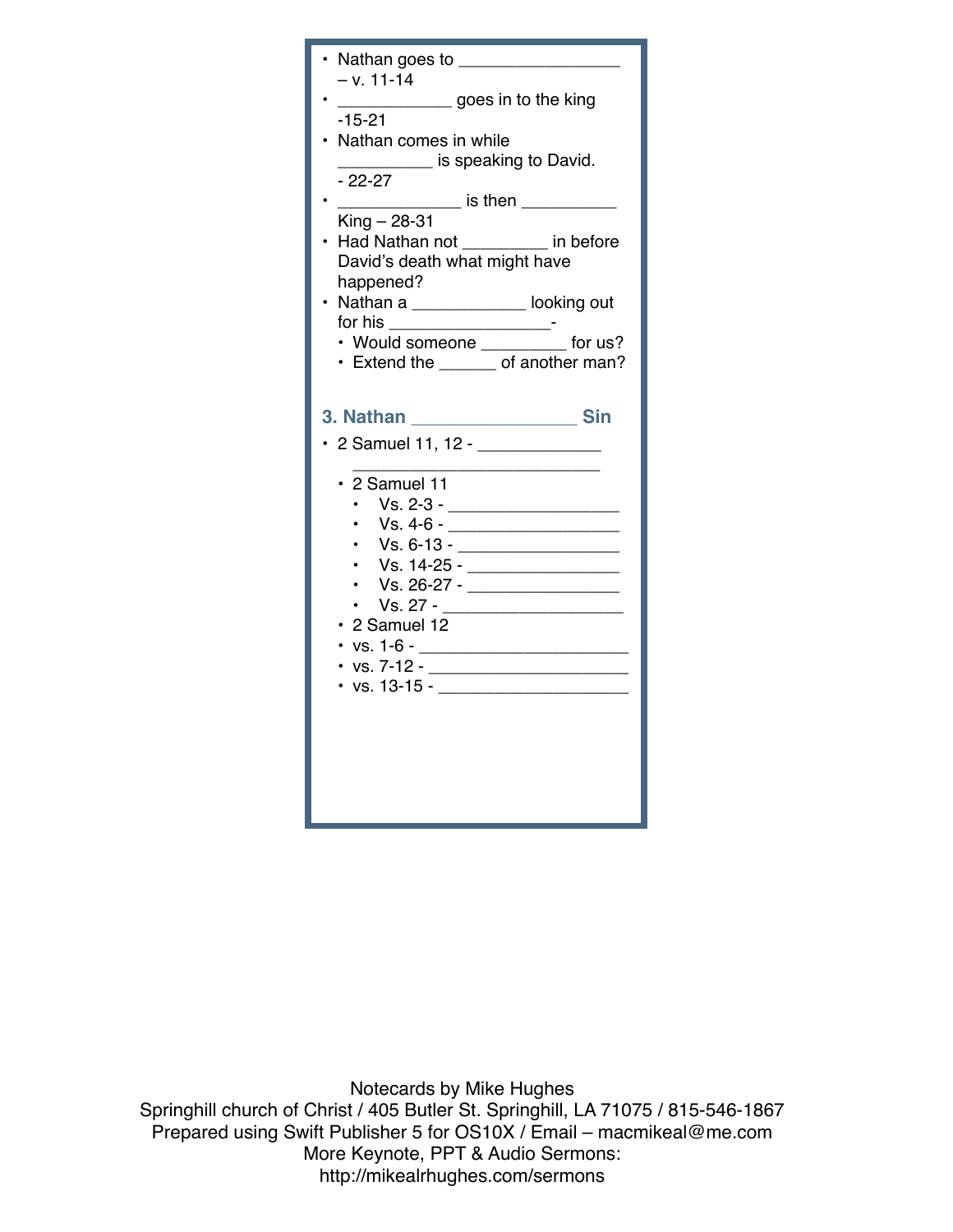- Nathan goes to _________________ – v. 11-14
- ____________ goes in to the king -15-21
- Nathan comes in while __________ is speaking to David. - 22-27
- _____________ is then __________ King – 28-31
- Had Nathan not _________ in before David's death what might have happened?
- Nathan a ____________ looking out for his ________________-
  - Would someone _________ for us?
  - Extend the ______ of another man?

### 3. Nathan _______________ Sin

- 2 Samuel 11, 12 - _____________ ___________________________
  - 2 Samuel 11
    - Vs. 2-3 - __________________
    - Vs. 4-6 - __________________
    - Vs. 6-13 - _________________
    - Vs. 14-25 - ________________
    - Vs. 26-27 - ________________
    - Vs. 27 - ___________________
  - 2 Samuel 12
  - vs. 1-6 - ______________________
  - vs. 7-12 - _____________________
  - vs. 13-15 - ____________________

Notecards by Mike Hughes
Springhill church of Christ / 405 Butler St. Springhill, LA 71075 / 815-546-1867
Prepared using Swift Publisher 5 for OS10X / Email – macmikeal@me.com
More Keynote, PPT & Audio Sermons:
http://mikealrhughes.com/sermons